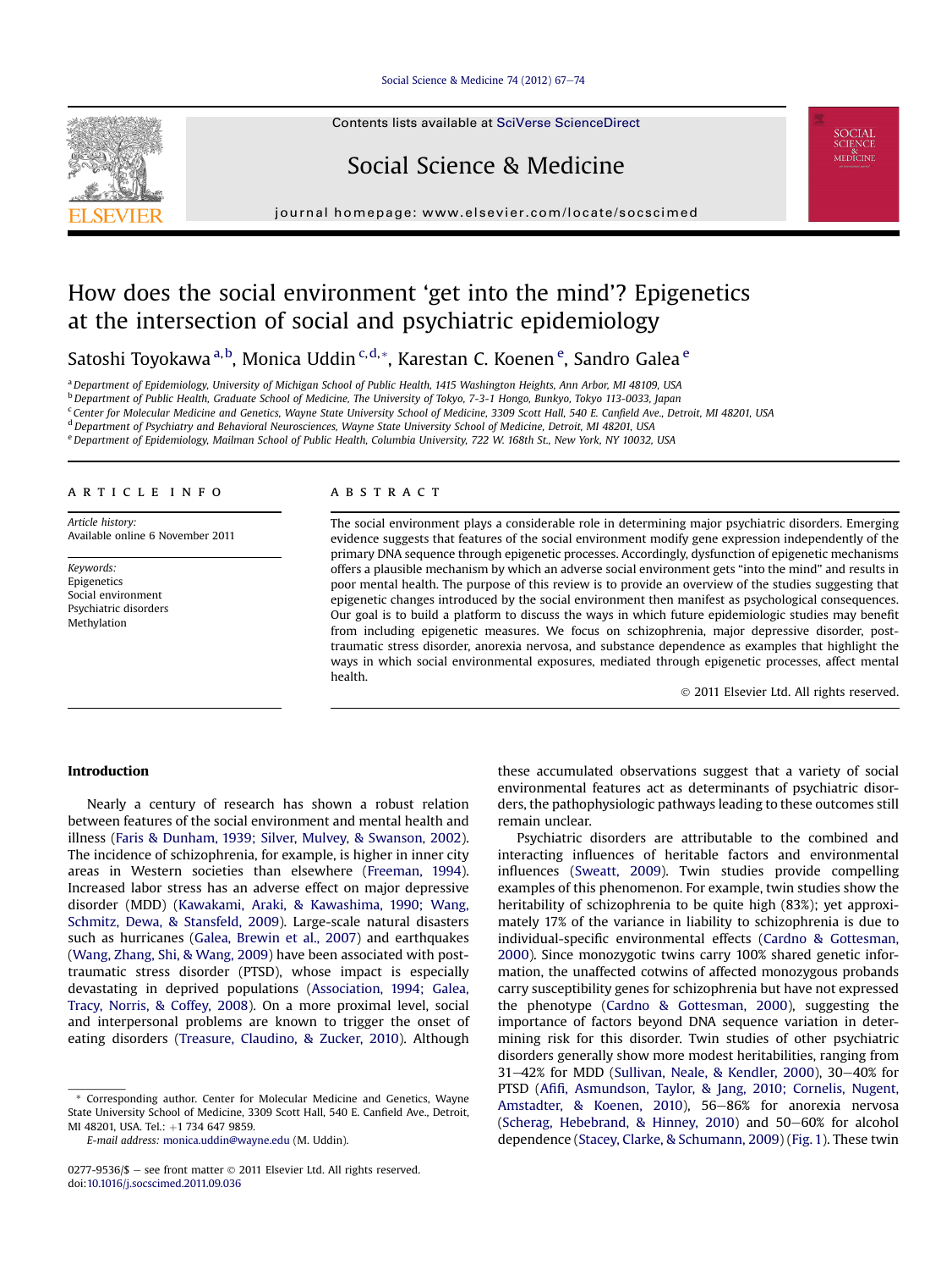# How does the social environment 'get into the mind'? Epigenetics at the intersection of social and psychiatric epidemiology

Satoshi Toyokawa [a,b], Monica Uddin [c,d,*], Karestan C. Koenen [e], Sandro Galea [e]

[a] Department of Epidemiology, University of Michigan School of Public Health, 1415 Washington Heights, Ann Arbor, MI 48109, USA
[b] Department of Public Health, Graduate School of Medicine, The University of Tokyo, 7-3-1 Hongo, Bunkyo, Tokyo 113-0033, Japan
[c] Center for Molecular Medicine and Genetics, Wayne State University School of Medicine, 3309 Scott Hall, 540 E. Canfield Ave., Detroit, MI 48201, USA
[d] Department of Psychiatry and Behavioral Neurosciences, Wayne State University School of Medicine, Detroit, MI 48201, USA
[e] Department of Epidemiology, Mailman School of Public Health, Columbia University, 722 W. 168th St., New York, NY 10032, USA

## ARTICLE INFO

*Article history:*
Available online 6 November 2011

*Keywords:*
Epigenetics
Social environment
Psychiatric disorders
Methylation

## ABSTRACT

The social environment plays a considerable role in determining major psychiatric disorders. Emerging evidence suggests that features of the social environment modify gene expression independently of the primary DNA sequence through epigenetic processes. Accordingly, dysfunction of epigenetic mechanisms offers a plausible mechanism by which an adverse social environment gets "into the mind" and results in poor mental health. The purpose of this review is to provide an overview of the studies suggesting that epigenetic changes introduced by the social environment then manifest as psychological consequences. Our goal is to build a platform to discuss the ways in which future epidemiologic studies may benefit from including epigenetic measures. We focus on schizophrenia, major depressive disorder, post-traumatic stress disorder, anorexia nervosa, and substance dependence as examples that highlight the ways in which social environmental exposures, mediated through epigenetic processes, affect mental health.

© 2011 Elsevier Ltd. All rights reserved.

## Introduction

Nearly a century of research has shown a robust relation between features of the social environment and mental health and illness (Faris & Dunham, 1939; Silver, Mulvey, & Swanson, 2002). The incidence of schizophrenia, for example, is higher in inner city areas in Western societies than elsewhere (Freeman, 1994). Increased labor stress has an adverse effect on major depressive disorder (MDD) (Kawakami, Araki, & Kawashima, 1990; Wang, Schmitz, Dewa, & Stansfeld, 2009). Large-scale natural disasters such as hurricanes (Galea, Brewin et al., 2007) and earthquakes (Wang, Zhang, Shi, & Wang, 2009) have been associated with post-traumatic stress disorder (PTSD), whose impact is especially devastating in deprived populations (Association, 1994; Galea, Tracy, Norris, & Coffey, 2008). On a more proximal level, social and interpersonal problems are known to trigger the onset of eating disorders (Treasure, Claudino, & Zucker, 2010). Although these accumulated observations suggest that a variety of social environmental features act as determinants of psychiatric disorders, the pathophysiologic pathways leading to these outcomes still remain unclear.

Psychiatric disorders are attributable to the combined and interacting influences of heritable factors and environmental influences (Sweatt, 2009). Twin studies provide compelling examples of this phenomenon. For example, twin studies show the heritability of schizophrenia to be quite high (83%); yet approximately 17% of the variance in liability to schizophrenia is due to individual-specific environmental effects (Cardno & Gottesman, 2000). Since monozygotic twins carry 100% shared genetic information, the unaffected cotwins of affected monozygous probands carry susceptibility genes for schizophrenia but have not expressed the phenotype (Cardno & Gottesman, 2000), suggesting the importance of factors beyond DNA sequence variation in determining risk for this disorder. Twin studies of other psychiatric disorders generally show more modest heritabilities, ranging from 31–42% for MDD (Sullivan, Neale, & Kendler, 2000), 30–40% for PTSD (Afifi, Asmundson, Taylor, & Jang, 2010; Cornelis, Nugent, Amstadter, & Koenen, 2010), 56–86% for anorexia nervosa (Scherag, Hebebrand, & Hinney, 2010) and 50–60% for alcohol dependence (Stacey, Clarke, & Schumann, 2009) (Fig. 1). These twin

---

\* Corresponding author. Center for Molecular Medicine and Genetics, Wayne State University School of Medicine, 3309 Scott Hall, 540 E. Canfield Ave., Detroit, MI 48201, USA. Tel.: +1 734 647 9859.
*E-mail address:* monica.uddin@wayne.edu (M. Uddin).

0277-9536/$ – see front matter © 2011 Elsevier Ltd. All rights reserved.
doi:10.1016/j.socscimed.2011.09.036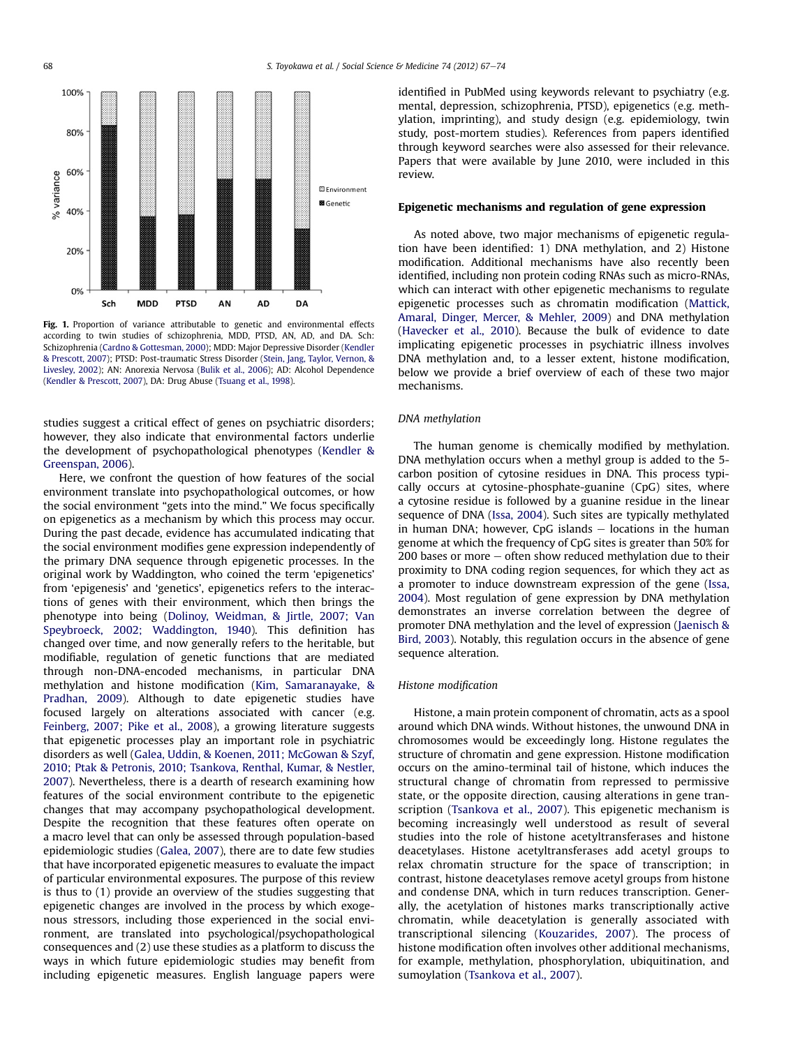Fig. 1. Proportion of variance attributable to genetic and environmental effects according to twin studies of schizophrenia, MDD, PTSD, AN, AD, and DA. Sch: Schizophrenia (Cardno & Gottesman, 2000); MDD: Major Depressive Disorder (Kendler & Prescott, 2007); PTSD: Post-traumatic Stress Disorder (Stein, Jang, Taylor, Vernon, & Livesley, 2002); AN: Anorexia Nervosa (Bulik et al., 2006); AD: Alcohol Dependence (Kendler & Prescott, 2007), DA: Drug Abuse (Tsuang et al., 1998).

studies suggest a critical effect of genes on psychiatric disorders; however, they also indicate that environmental factors underlie the development of psychopathological phenotypes (Kendler & Greenspan, 2006).

Here, we confront the question of how features of the social environment translate into psychopathological outcomes, or how the social environment "gets into the mind." We focus specifically on epigenetics as a mechanism by which this process may occur. During the past decade, evidence has accumulated indicating that the social environment modifies gene expression independently of the primary DNA sequence through epigenetic processes. In the original work by Waddington, who coined the term 'epigenetics' from 'epigenesis' and 'genetics', epigenetics refers to the interactions of genes with their environment, which then brings the phenotype into being (Dolinoy, Weidman, & Jirtle, 2007; Van Speybroeck, 2002; Waddington, 1940). This definition has changed over time, and now generally refers to the heritable, but modifiable, regulation of genetic functions that are mediated through non-DNA-encoded mechanisms, in particular DNA methylation and histone modification (Kim, Samaranayake, & Pradhan, 2009). Although to date epigenetic studies have focused largely on alterations associated with cancer (e.g. Feinberg, 2007; Pike et al., 2008), a growing literature suggests that epigenetic processes play an important role in psychiatric disorders as well (Galea, Uddin, & Koenen, 2011; McGowan & Szyf, 2010; Ptak & Petronis, 2010; Tsankova, Renthal, Kumar, & Nestler, 2007). Nevertheless, there is a dearth of research examining how features of the social environment contribute to the epigenetic changes that may accompany psychopathological development. Despite the recognition that these features often operate on a macro level that can only be assessed through population-based epidemiologic studies (Galea, 2007), there are to date few studies that have incorporated epigenetic measures to evaluate the impact of particular environmental exposures. The purpose of this review is thus to (1) provide an overview of the studies suggesting that epigenetic changes are involved in the process by which exogenous stressors, including those experienced in the social environment, are translated into psychological/psychopathological consequences and (2) use these studies as a platform to discuss the ways in which future epidemiologic studies may benefit from including epigenetic measures. English language papers were identified in PubMed using keywords relevant to psychiatry (e.g. mental, depression, schizophrenia, PTSD), epigenetics (e.g. methylation, imprinting), and study design (e.g. epidemiology, twin study, post-mortem studies). References from papers identified through keyword searches were also assessed for their relevance. Papers that were available by June 2010, were included in this review.

## Epigenetic mechanisms and regulation of gene expression

As noted above, two major mechanisms of epigenetic regulation have been identified: 1) DNA methylation, and 2) Histone modification. Additional mechanisms have also recently been identified, including non protein coding RNAs such as micro-RNAs, which can interact with other epigenetic mechanisms to regulate epigenetic processes such as chromatin modification (Mattick, Amaral, Dinger, Mercer, & Mehler, 2009) and DNA methylation (Havecker et al., 2010). Because the bulk of evidence to date implicating epigenetic processes in psychiatric illness involves DNA methylation and, to a lesser extent, histone modification, below we provide a brief overview of each of these two major mechanisms.

### *DNA methylation*

The human genome is chemically modified by methylation. DNA methylation occurs when a methyl group is added to the 5-carbon position of cytosine residues in DNA. This process typically occurs at cytosine-phosphate-guanine (CpG) sites, where a cytosine residue is followed by a guanine residue in the linear sequence of DNA (Issa, 2004). Such sites are typically methylated in human DNA; however, CpG islands – locations in the human genome at which the frequency of CpG sites is greater than 50% for 200 bases or more – often show reduced methylation due to their proximity to DNA coding region sequences, for which they act as a promoter to induce downstream expression of the gene (Issa, 2004). Most regulation of gene expression by DNA methylation demonstrates an inverse correlation between the degree of promoter DNA methylation and the level of expression (Jaenisch & Bird, 2003). Notably, this regulation occurs in the absence of gene sequence alteration.

### *Histone modification*

Histone, a main protein component of chromatin, acts as a spool around which DNA winds. Without histones, the unwound DNA in chromosomes would be exceedingly long. Histone regulates the structure of chromatin and gene expression. Histone modification occurs on the amino-terminal tail of histone, which induces the structural change of chromatin from repressed to permissive state, or the opposite direction, causing alterations in gene transcription (Tsankova et al., 2007). This epigenetic mechanism is becoming increasingly well understood as result of several studies into the role of histone acetyltransferases and histone deacetylases. Histone acetyltransferases add acetyl groups to relax chromatin structure for the space of transcription; in contrast, histone deacetylases remove acetyl groups from histone and condense DNA, which in turn reduces transcription. Generally, the acetylation of histones marks transcriptionally active chromatin, while deacetylation is generally associated with transcriptional silencing (Kouzarides, 2007). The process of histone modification often involves other additional mechanisms, for example, methylation, phosphorylation, ubiquitination, and sumoylation (Tsankova et al., 2007).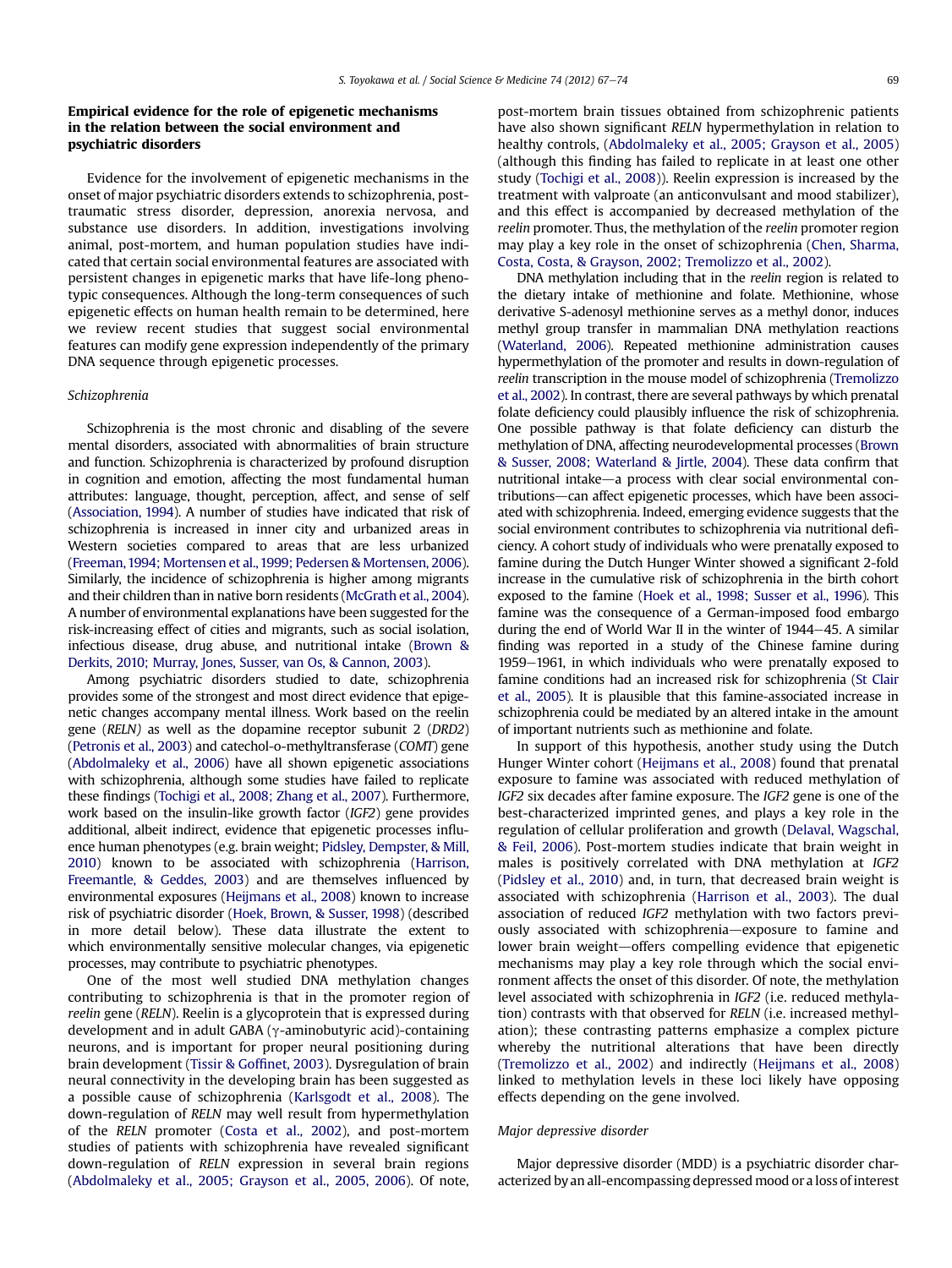## Empirical evidence for the role of epigenetic mechanisms in the relation between the social environment and psychiatric disorders

Evidence for the involvement of epigenetic mechanisms in the onset of major psychiatric disorders extends to schizophrenia, post-traumatic stress disorder, depression, anorexia nervosa, and substance use disorders. In addition, investigations involving animal, post-mortem, and human population studies have indicated that certain social environmental features are associated with persistent changes in epigenetic marks that have life-long phenotypic consequences. Although the long-term consequences of such epigenetic effects on human health remain to be determined, here we review recent studies that suggest social environmental features can modify gene expression independently of the primary DNA sequence through epigenetic processes.

### Schizophrenia

Schizophrenia is the most chronic and disabling of the severe mental disorders, associated with abnormalities of brain structure and function. Schizophrenia is characterized by profound disruption in cognition and emotion, affecting the most fundamental human attributes: language, thought, perception, affect, and sense of self (Association, 1994). A number of studies have indicated that risk of schizophrenia is increased in inner city and urbanized areas in Western societies compared to areas that are less urbanized (Freeman, 1994; Mortensen et al., 1999; Pedersen & Mortensen, 2006). Similarly, the incidence of schizophrenia is higher among migrants and their children than in native born residents (McGrath et al., 2004). A number of environmental explanations have been suggested for the risk-increasing effect of cities and migrants, such as social isolation, infectious disease, drug abuse, and nutritional intake (Brown & Derkits, 2010; Murray, Jones, Susser, van Os, & Cannon, 2003).

Among psychiatric disorders studied to date, schizophrenia provides some of the strongest and most direct evidence that epigenetic changes accompany mental illness. Work based on the reelin gene (*RELN*) as well as the dopamine receptor subunit 2 (*DRD2*) (Petronis et al., 2003) and catechol-o-methyltransferase (*COMT*) gene (Abdolmaleky et al., 2006) have all shown epigenetic associations with schizophrenia, although some studies have failed to replicate these findings (Tochigi et al., 2008; Zhang et al., 2007). Furthermore, work based on the insulin-like growth factor (*IGF2*) gene provides additional, albeit indirect, evidence that epigenetic processes influence human phenotypes (e.g. brain weight; Pidsley, Dempster, & Mill, 2010) known to be associated with schizophrenia (Harrison, Freemantle, & Geddes, 2003) and are themselves influenced by environmental exposures (Heijmans et al., 2008) known to increase risk of psychiatric disorder (Hoek, Brown, & Susser, 1998) (described in more detail below). These data illustrate the extent to which environmentally sensitive molecular changes, via epigenetic processes, may contribute to psychiatric phenotypes.

One of the most well studied DNA methylation changes contributing to schizophrenia is that in the promoter region of *reelin* gene (*RELN*). Reelin is a glycoprotein that is expressed during development and in adult GABA (γ-aminobutyric acid)-containing neurons, and is important for proper neural positioning during brain development (Tissir & Goffinet, 2003). Dysregulation of brain neural connectivity in the developing brain has been suggested as a possible cause of schizophrenia (Karlsgodt et al., 2008). The down-regulation of *RELN* may well result from hypermethylation of the *RELN* promoter (Costa et al., 2002), and post-mortem studies of patients with schizophrenia have revealed significant down-regulation of *RELN* expression in several brain regions (Abdolmaleky et al., 2005; Grayson et al., 2005, 2006). Of note, post-mortem brain tissues obtained from schizophrenic patients have also shown significant *RELN* hypermethylation in relation to healthy controls, (Abdolmaleky et al., 2005; Grayson et al., 2005) (although this finding has failed to replicate in at least one other study (Tochigi et al., 2008)). Reelin expression is increased by the treatment with valproate (an anticonvulsant and mood stabilizer), and this effect is accompanied by decreased methylation of the *reelin* promoter. Thus, the methylation of the *reelin* promoter region may play a key role in the onset of schizophrenia (Chen, Sharma, Costa, Costa, & Grayson, 2002; Tremolizzo et al., 2002).

DNA methylation including that in the *reelin* region is related to the dietary intake of methionine and folate. Methionine, whose derivative S-adenosyl methionine serves as a methyl donor, induces methyl group transfer in mammalian DNA methylation reactions (Waterland, 2006). Repeated methionine administration causes hypermethylation of the promoter and results in down-regulation of *reelin* transcription in the mouse model of schizophrenia (Tremolizzo et al., 2002). In contrast, there are several pathways by which prenatal folate deficiency could plausibly influence the risk of schizophrenia. One possible pathway is that folate deficiency can disturb the methylation of DNA, affecting neurodevelopmental processes (Brown & Susser, 2008; Waterland & Jirtle, 2004). These data confirm that nutritional intake—a process with clear social environmental contributions—can affect epigenetic processes, which have been associated with schizophrenia. Indeed, emerging evidence suggests that the social environment contributes to schizophrenia via nutritional deficiency. A cohort study of individuals who were prenatally exposed to famine during the Dutch Hunger Winter showed a significant 2-fold increase in the cumulative risk of schizophrenia in the birth cohort exposed to the famine (Hoek et al., 1998; Susser et al., 1996). This famine was the consequence of a German-imposed food embargo during the end of World War II in the winter of 1944–45. A similar finding was reported in a study of the Chinese famine during 1959–1961, in which individuals who were prenatally exposed to famine conditions had an increased risk for schizophrenia (St Clair et al., 2005). It is plausible that this famine-associated increase in schizophrenia could be mediated by an altered intake in the amount of important nutrients such as methionine and folate.

In support of this hypothesis, another study using the Dutch Hunger Winter cohort (Heijmans et al., 2008) found that prenatal exposure to famine was associated with reduced methylation of *IGF2* six decades after famine exposure. The *IGF2* gene is one of the best-characterized imprinted genes, and plays a key role in the regulation of cellular proliferation and growth (Delaval, Wagschal, & Feil, 2006). Post-mortem studies indicate that brain weight in males is positively correlated with DNA methylation at *IGF2* (Pidsley et al., 2010) and, in turn, that decreased brain weight is associated with schizophrenia (Harrison et al., 2003). The dual association of reduced *IGF2* methylation with two factors previously associated with schizophrenia—exposure to famine and lower brain weight—offers compelling evidence that epigenetic mechanisms may play a key role through which the social environment affects the onset of this disorder. Of note, the methylation level associated with schizophrenia in *IGF2* (i.e. reduced methylation) contrasts with that observed for *RELN* (i.e. increased methylation); these contrasting patterns emphasize a complex picture whereby the nutritional alterations that have been directly (Tremolizzo et al., 2002) and indirectly (Heijmans et al., 2008) linked to methylation levels in these loci likely have opposing effects depending on the gene involved.

### Major depressive disorder

Major depressive disorder (MDD) is a psychiatric disorder characterized by an all-encompassing depressed mood or a loss of interest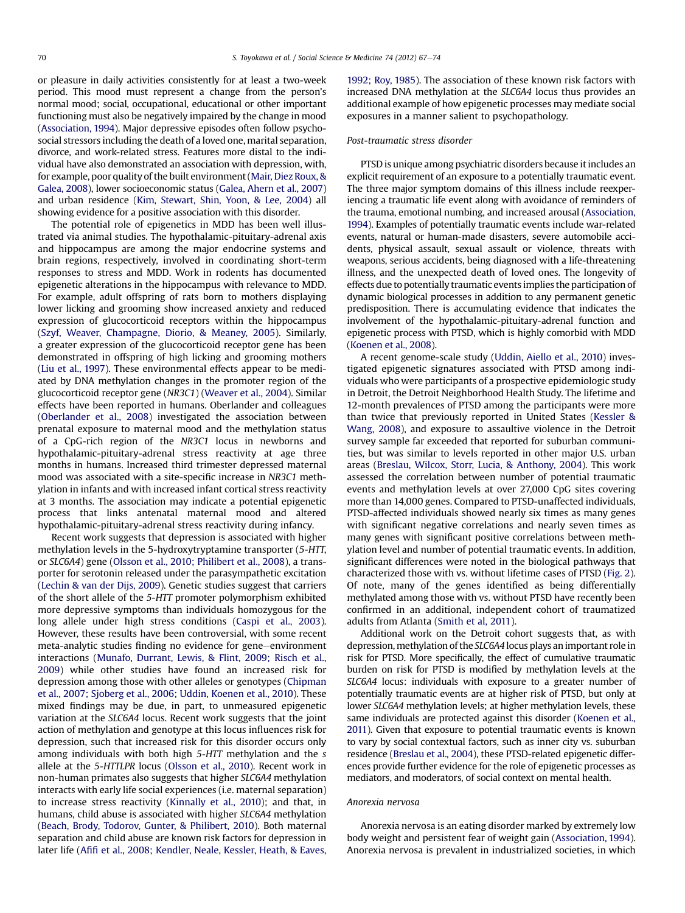or pleasure in daily activities consistently for at least a two-week period. This mood must represent a change from the person's normal mood; social, occupational, educational or other important functioning must also be negatively impaired by the change in mood (Association, 1994). Major depressive episodes often follow psychosocial stressors including the death of a loved one, marital separation, divorce, and work-related stress. Features more distal to the individual have also demonstrated an association with depression, with, for example, poor quality of the built environment (Mair, Diez Roux, & Galea, 2008), lower socioeconomic status (Galea, Ahern et al., 2007) and urban residence (Kim, Stewart, Shin, Yoon, & Lee, 2004) all showing evidence for a positive association with this disorder.

The potential role of epigenetics in MDD has been well illustrated via animal studies. The hypothalamic-pituitary-adrenal axis and hippocampus are among the major endocrine systems and brain regions, respectively, involved in coordinating short-term responses to stress and MDD. Work in rodents has documented epigenetic alterations in the hippocampus with relevance to MDD. For example, adult offspring of rats born to mothers displaying lower licking and grooming show increased anxiety and reduced expression of glucocorticoid receptors within the hippocampus (Szyf, Weaver, Champagne, Diorio, & Meaney, 2005). Similarly, a greater expression of the glucocorticoid receptor gene has been demonstrated in offspring of high licking and grooming mothers (Liu et al., 1997). These environmental effects appear to be mediated by DNA methylation changes in the promoter region of the glucocorticoid receptor gene (*NR3C1*) (Weaver et al., 2004). Similar effects have been reported in humans. Oberlander and colleagues (Oberlander et al., 2008) investigated the association between prenatal exposure to maternal mood and the methylation status of a CpG-rich region of the *NR3C1* locus in newborns and hypothalamic-pituitary-adrenal stress reactivity at age three months in humans. Increased third trimester depressed maternal mood was associated with a site-specific increase in *NR3C1* methylation in infants and with increased infant cortical stress reactivity at 3 months. The association may indicate a potential epigenetic process that links antenatal maternal mood and altered hypothalamic-pituitary-adrenal stress reactivity during infancy.

Recent work suggests that depression is associated with higher methylation levels in the 5-hydroxytryptamine transporter (*5-HTT*, or *SLC6A4*) gene (Olsson et al., 2010; Philibert et al., 2008), a transporter for serotonin released under the parasympathetic excitation (Lechin & van der Dijs, 2009). Genetic studies suggest that carriers of the short allele of the *5-HTT* promoter polymorphism exhibited more depressive symptoms than individuals homozygous for the long allele under high stress conditions (Caspi et al., 2003). However, these results have been controversial, with some recent meta-analytic studies finding no evidence for gene–environment interactions (Munafo, Durrant, Lewis, & Flint, 2009; Risch et al., 2009) while other studies have found an increased risk for depression among those with other alleles or genotypes (Chipman et al., 2007; Sjoberg et al., 2006; Uddin, Koenen et al., 2010). These mixed findings may be due, in part, to unmeasured epigenetic variation at the *SLC6A4* locus. Recent work suggests that the joint action of methylation and genotype at this locus influences risk for depression, such that increased risk for this disorder occurs only among individuals with both high *5-HTT* methylation and the *s* allele at the *5-HTTLPR* locus (Olsson et al., 2010). Recent work in non-human primates also suggests that higher *SLC6A4* methylation interacts with early life social experiences (i.e. maternal separation) to increase stress reactivity (Kinnally et al., 2010); and that, in humans, child abuse is associated with higher *SLC6A4* methylation (Beach, Brody, Todorov, Gunter, & Philibert, 2010). Both maternal separation and child abuse are known risk factors for depression in later life (Afifi et al., 2008; Kendler, Neale, Kessler, Heath, & Eaves, 1992; Roy, 1985). The association of these known risk factors with increased DNA methylation at the *SLC6A4* locus thus provides an additional example of how epigenetic processes may mediate social exposures in a manner salient to psychopathology.

### Post-traumatic stress disorder

PTSD is unique among psychiatric disorders because it includes an explicit requirement of an exposure to a potentially traumatic event. The three major symptom domains of this illness include reexperiencing a traumatic life event along with avoidance of reminders of the trauma, emotional numbing, and increased arousal (Association, 1994). Examples of potentially traumatic events include war-related events, natural or human-made disasters, severe automobile accidents, physical assault, sexual assault or violence, threats with weapons, serious accidents, being diagnosed with a life-threatening illness, and the unexpected death of loved ones. The longevity of effects due to potentially traumatic events implies the participation of dynamic biological processes in addition to any permanent genetic predisposition. There is accumulating evidence that indicates the involvement of the hypothalamic-pituitary-adrenal function and epigenetic process with PTSD, which is highly comorbid with MDD (Koenen et al., 2008).

A recent genome-scale study (Uddin, Aiello et al., 2010) investigated epigenetic signatures associated with PTSD among individuals who were participants of a prospective epidemiologic study in Detroit, the Detroit Neighborhood Health Study. The lifetime and 12-month prevalences of PTSD among the participants were more than twice that previously reported in United States (Kessler & Wang, 2008), and exposure to assaultive violence in the Detroit survey sample far exceeded that reported for suburban communities, but was similar to levels reported in other major U.S. urban areas (Breslau, Wilcox, Storr, Lucia, & Anthony, 2004). This work assessed the correlation between number of potential traumatic events and methylation levels at over 27,000 CpG sites covering more than 14,000 genes. Compared to PTSD-unaffected individuals, PTSD-affected individuals showed nearly six times as many genes with significant negative correlations and nearly seven times as many genes with significant positive correlations between methylation level and number of potential traumatic events. In addition, significant differences were noted in the biological pathways that characterized those with vs. without lifetime cases of PTSD (Fig. 2). Of note, many of the genes identified as being differentially methylated among those with vs. without PTSD have recently been confirmed in an additional, independent cohort of traumatized adults from Atlanta (Smith et al, 2011).

Additional work on the Detroit cohort suggests that, as with depression, methylation of the *SLC6A4* locus plays an important role in risk for PTSD. More specifically, the effect of cumulative traumatic burden on risk for PTSD is modified by methylation levels at the *SLC6A4* locus: individuals with exposure to a greater number of potentially traumatic events are at higher risk of PTSD, but only at lower *SLC6A4* methylation levels; at higher methylation levels, these same individuals are protected against this disorder (Koenen et al., 2011). Given that exposure to potential traumatic events is known to vary by social contextual factors, such as inner city vs. suburban residence (Breslau et al., 2004), these PTSD-related epigenetic differences provide further evidence for the role of epigenetic processes as mediators, and moderators, of social context on mental health.

### Anorexia nervosa

Anorexia nervosa is an eating disorder marked by extremely low body weight and persistent fear of weight gain (Association, 1994). Anorexia nervosa is prevalent in industrialized societies, in which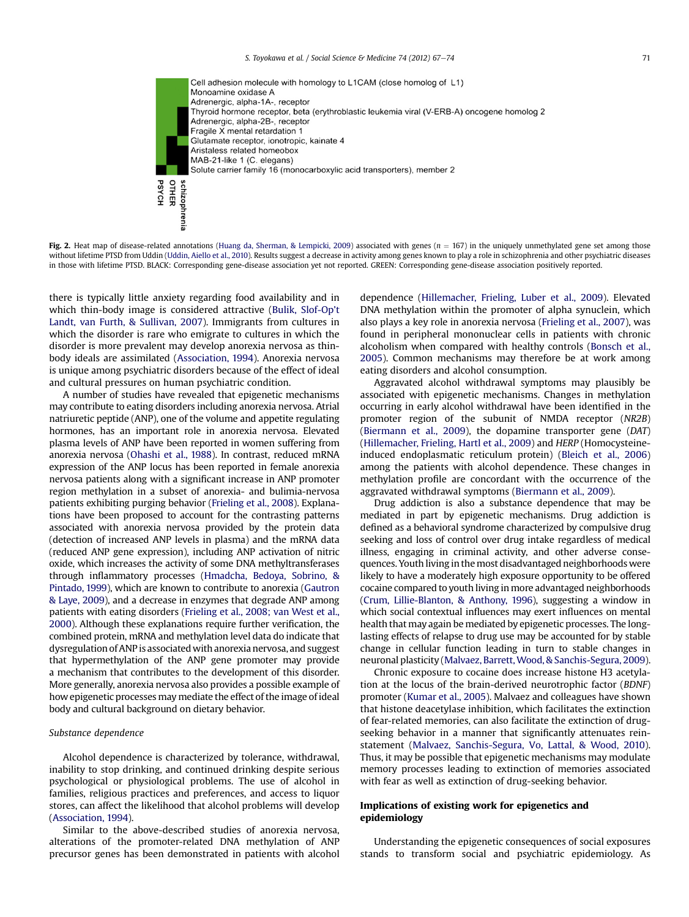**Fig. 2.** Heat map of disease-related annotations (Huang da, Sherman, & Lempicki, 2009) associated with genes ($n$ = 167) in the uniquely unmethylated gene set among those without lifetime PTSD from Uddin (Uddin, Aiello et al., 2010). Results suggest a decrease in activity among genes known to play a role in schizophrenia and other psychiatric diseases in those with lifetime PTSD. BLACK: Corresponding gene-disease association yet not reported. GREEN: Corresponding gene-disease association positively reported.

there is typically little anxiety regarding food availability and in which thin-body image is considered attractive (Bulik, Slof-Op't Landt, van Furth, & Sullivan, 2007). Immigrants from cultures in which the disorder is rare who emigrate to cultures in which the disorder is more prevalent may develop anorexia nervosa as thin-body ideals are assimilated (Association, 1994). Anorexia nervosa is unique among psychiatric disorders because of the effect of ideal and cultural pressures on human psychiatric condition.

A number of studies have revealed that epigenetic mechanisms may contribute to eating disorders including anorexia nervosa. Atrial natriuretic peptide (ANP), one of the volume and appetite regulating hormones, has an important role in anorexia nervosa. Elevated plasma levels of ANP have been reported in women suffering from anorexia nervosa (Ohashi et al., 1988). In contrast, reduced mRNA expression of the ANP locus has been reported in female anorexia nervosa patients along with a significant increase in ANP promoter region methylation in a subset of anorexia- and bulimia-nervosa patients exhibiting purging behavior (Frieling et al., 2008). Explanations have been proposed to account for the contrasting patterns associated with anorexia nervosa provided by the protein data (detection of increased ANP levels in plasma) and the mRNA data (reduced ANP gene expression), including ANP activation of nitric oxide, which increases the activity of some DNA methyltransferases through inflammatory processes (Hmadcha, Bedoya, Sobrino, & Pintado, 1999), which are known to contribute to anorexia (Gautron & Laye, 2009), and a decrease in enzymes that degrade ANP among patients with eating disorders (Frieling et al., 2008; van West et al., 2000). Although these explanations require further verification, the combined protein, mRNA and methylation level data do indicate that dysregulation of ANP is associated with anorexia nervosa, and suggest that hypermethylation of the ANP gene promoter may provide a mechanism that contributes to the development of this disorder. More generally, anorexia nervosa also provides a possible example of how epigenetic processes may mediate the effect of the image of ideal body and cultural background on dietary behavior.

### Substance dependence

Alcohol dependence is characterized by tolerance, withdrawal, inability to stop drinking, and continued drinking despite serious psychological or physiological problems. The use of alcohol in families, religious practices and preferences, and access to liquor stores, can affect the likelihood that alcohol problems will develop (Association, 1994).

Similar to the above-described studies of anorexia nervosa, alterations of the promoter-related DNA methylation of ANP precursor genes has been demonstrated in patients with alcohol dependence (Hillemacher, Frieling, Luber et al., 2009). Elevated DNA methylation within the promoter of alpha synuclein, which also plays a key role in anorexia nervosa (Frieling et al., 2007), was found in peripheral mononuclear cells in patients with chronic alcoholism when compared with healthy controls (Bonsch et al., 2005). Common mechanisms may therefore be at work among eating disorders and alcohol consumption.

Aggravated alcohol withdrawal symptoms may plausibly be associated with epigenetic mechanisms. Changes in methylation occurring in early alcohol withdrawal have been identified in the promoter region of the subunit of NMDA receptor (*NR2B*) (Biermann et al., 2009), the dopamine transporter gene (*DAT*) (Hillemacher, Frieling, Hartl et al., 2009) and *HERP* (Homocysteine-induced endoplasmatic reticulum protein) (Bleich et al., 2006) among the patients with alcohol dependence. These changes in methylation profile are concordant with the occurrence of the aggravated withdrawal symptoms (Biermann et al., 2009).

Drug addiction is also a substance dependence that may be mediated in part by epigenetic mechanisms. Drug addiction is defined as a behavioral syndrome characterized by compulsive drug seeking and loss of control over drug intake regardless of medical illness, engaging in criminal activity, and other adverse consequences. Youth living in the most disadvantaged neighborhoods were likely to have a moderately high exposure opportunity to be offered cocaine compared to youth living in more advantaged neighborhoods (Crum, Lillie-Blanton, & Anthony, 1996), suggesting a window in which social contextual influences may exert influences on mental health that may again be mediated by epigenetic processes. The long-lasting effects of relapse to drug use may be accounted for by stable change in cellular function leading in turn to stable changes in neuronal plasticity (Malvaez, Barrett, Wood, & Sanchis-Segura, 2009).

Chronic exposure to cocaine does increase histone H3 acetylation at the locus of the brain-derived neurotrophic factor (*BDNF*) promoter (Kumar et al., 2005). Malvaez and colleagues have shown that histone deacetylase inhibition, which facilitates the extinction of fear-related memories, can also facilitate the extinction of drug-seeking behavior in a manner that significantly attenuates reinstatement (Malvaez, Sanchis-Segura, Vo, Lattal, & Wood, 2010). Thus, it may be possible that epigenetic mechanisms may modulate memory processes leading to extinction of memories associated with fear as well as extinction of drug-seeking behavior.

## Implications of existing work for epigenetics and epidemiology

Understanding the epigenetic consequences of social exposures stands to transform social and psychiatric epidemiology. As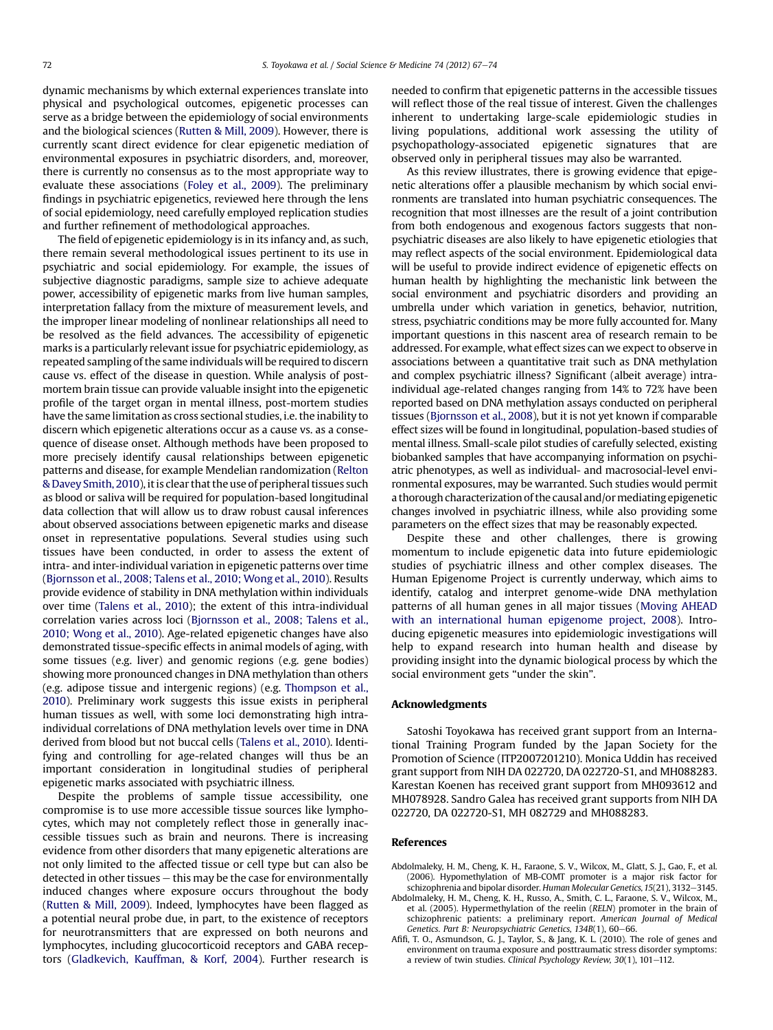dynamic mechanisms by which external experiences translate into physical and psychological outcomes, epigenetic processes can serve as a bridge between the epidemiology of social environments and the biological sciences (Rutten & Mill, 2009). However, there is currently scant direct evidence for clear epigenetic mediation of environmental exposures in psychiatric disorders, and, moreover, there is currently no consensus as to the most appropriate way to evaluate these associations (Foley et al., 2009). The preliminary findings in psychiatric epigenetics, reviewed here through the lens of social epidemiology, need carefully employed replication studies and further refinement of methodological approaches.

The field of epigenetic epidemiology is in its infancy and, as such, there remain several methodological issues pertinent to its use in psychiatric and social epidemiology. For example, the issues of subjective diagnostic paradigms, sample size to achieve adequate power, accessibility of epigenetic marks from live human samples, interpretation fallacy from the mixture of measurement levels, and the improper linear modeling of nonlinear relationships all need to be resolved as the field advances. The accessibility of epigenetic marks is a particularly relevant issue for psychiatric epidemiology, as repeated sampling of the same individuals will be required to discern cause vs. effect of the disease in question. While analysis of post-mortem brain tissue can provide valuable insight into the epigenetic profile of the target organ in mental illness, post-mortem studies have the same limitation as cross sectional studies, i.e. the inability to discern which epigenetic alterations occur as a cause vs. as a consequence of disease onset. Although methods have been proposed to more precisely identify causal relationships between epigenetic patterns and disease, for example Mendelian randomization (Relton & Davey Smith, 2010), it is clear that the use of peripheral tissues such as blood or saliva will be required for population-based longitudinal data collection that will allow us to draw robust causal inferences about observed associations between epigenetic marks and disease onset in representative populations. Several studies using such tissues have been conducted, in order to assess the extent of intra- and inter-individual variation in epigenetic patterns over time (Bjornsson et al., 2008; Talens et al., 2010; Wong et al., 2010). Results provide evidence of stability in DNA methylation within individuals over time (Talens et al., 2010); the extent of this intra-individual correlation varies across loci (Bjornsson et al., 2008; Talens et al., 2010; Wong et al., 2010). Age-related epigenetic changes have also demonstrated tissue-specific effects in animal models of aging, with some tissues (e.g. liver) and genomic regions (e.g. gene bodies) showing more pronounced changes in DNA methylation than others (e.g. adipose tissue and intergenic regions) (e.g. Thompson et al., 2010). Preliminary work suggests this issue exists in peripheral human tissues as well, with some loci demonstrating high intra-individual correlations of DNA methylation levels over time in DNA derived from blood but not buccal cells (Talens et al., 2010). Identifying and controlling for age-related changes will thus be an important consideration in longitudinal studies of peripheral epigenetic marks associated with psychiatric illness.

Despite the problems of sample tissue accessibility, one compromise is to use more accessible tissue sources like lymphocytes, which may not completely reflect those in generally inaccessible tissues such as brain and neurons. There is increasing evidence from other disorders that many epigenetic alterations are not only limited to the affected tissue or cell type but can also be detected in other tissues – this may be the case for environmentally induced changes where exposure occurs throughout the body (Rutten & Mill, 2009). Indeed, lymphocytes have been flagged as a potential neural probe due, in part, to the existence of receptors for neurotransmitters that are expressed on both neurons and lymphocytes, including glucocorticoid receptors and GABA receptors (Gladkevich, Kauffman, & Korf, 2004). Further research is needed to confirm that epigenetic patterns in the accessible tissues will reflect those of the real tissue of interest. Given the challenges inherent to undertaking large-scale epidemiologic studies in living populations, additional work assessing the utility of psychopathology-associated epigenetic signatures that are observed only in peripheral tissues may also be warranted.

As this review illustrates, there is growing evidence that epigenetic alterations offer a plausible mechanism by which social environments are translated into human psychiatric consequences. The recognition that most illnesses are the result of a joint contribution from both endogenous and exogenous factors suggests that non-psychiatric diseases are also likely to have epigenetic etiologies that may reflect aspects of the social environment. Epidemiological data will be useful to provide indirect evidence of epigenetic effects on human health by highlighting the mechanistic link between the social environment and psychiatric disorders and providing an umbrella under which variation in genetics, behavior, nutrition, stress, psychiatric conditions may be more fully accounted for. Many important questions in this nascent area of research remain to be addressed. For example, what effect sizes can we expect to observe in associations between a quantitative trait such as DNA methylation and complex psychiatric illness? Significant (albeit average) intra-individual age-related changes ranging from 14% to 72% have been reported based on DNA methylation assays conducted on peripheral tissues (Bjornsson et al., 2008), but it is not yet known if comparable effect sizes will be found in longitudinal, population-based studies of mental illness. Small-scale pilot studies of carefully selected, existing biobanked samples that have accompanying information on psychiatric phenotypes, as well as individual- and macrosocial-level environmental exposures, may be warranted. Such studies would permit a thorough characterization of the causal and/or mediating epigenetic changes involved in psychiatric illness, while also providing some parameters on the effect sizes that may be reasonably expected.

Despite these and other challenges, there is growing momentum to include epigenetic data into future epidemiologic studies of psychiatric illness and other complex diseases. The Human Epigenome Project is currently underway, which aims to identify, catalog and interpret genome-wide DNA methylation patterns of all human genes in all major tissues (Moving AHEAD with an international human epigenome project, 2008). Introducing epigenetic measures into epidemiologic investigations will help to expand research into human health and disease by providing insight into the dynamic biological process by which the social environment gets "under the skin".

## Acknowledgments

Satoshi Toyokawa has received grant support from an International Training Program funded by the Japan Society for the Promotion of Science (ITP2007201210). Monica Uddin has received grant support from NIH DA 022720, DA 022720-S1, and MH088283. Karestan Koenen has received grant support from MH093612 and MH078928. Sandro Galea has received grant supports from NIH DA 022720, DA 022720-S1, MH 082729 and MH088283.

## References

Abdolmaleky, H. M., Cheng, K. H., Faraone, S. V., Wilcox, M., Glatt, S. J., Gao, F., et al. (2006). Hypomethylation of MB-COMT promoter is a major risk factor for schizophrenia and bipolar disorder. *Human Molecular Genetics, 15*(21), 3132–3145.

Abdolmaleky, H. M., Cheng, K. H., Russo, A., Smith, C. L., Faraone, S. V., Wilcox, M., et al. (2005). Hypermethylation of the reelin (*RELN*) promoter in the brain of schizophrenic patients: a preliminary report. *American Journal of Medical Genetics. Part B: Neuropsychiatric Genetics, 134B*(1), 60–66.

Afifi, T. O., Asmundson, G. J., Taylor, S., & Jang, K. L. (2010). The role of genes and environment on trauma exposure and posttraumatic stress disorder symptoms: a review of twin studies. *Clinical Psychology Review, 30*(1), 101–112.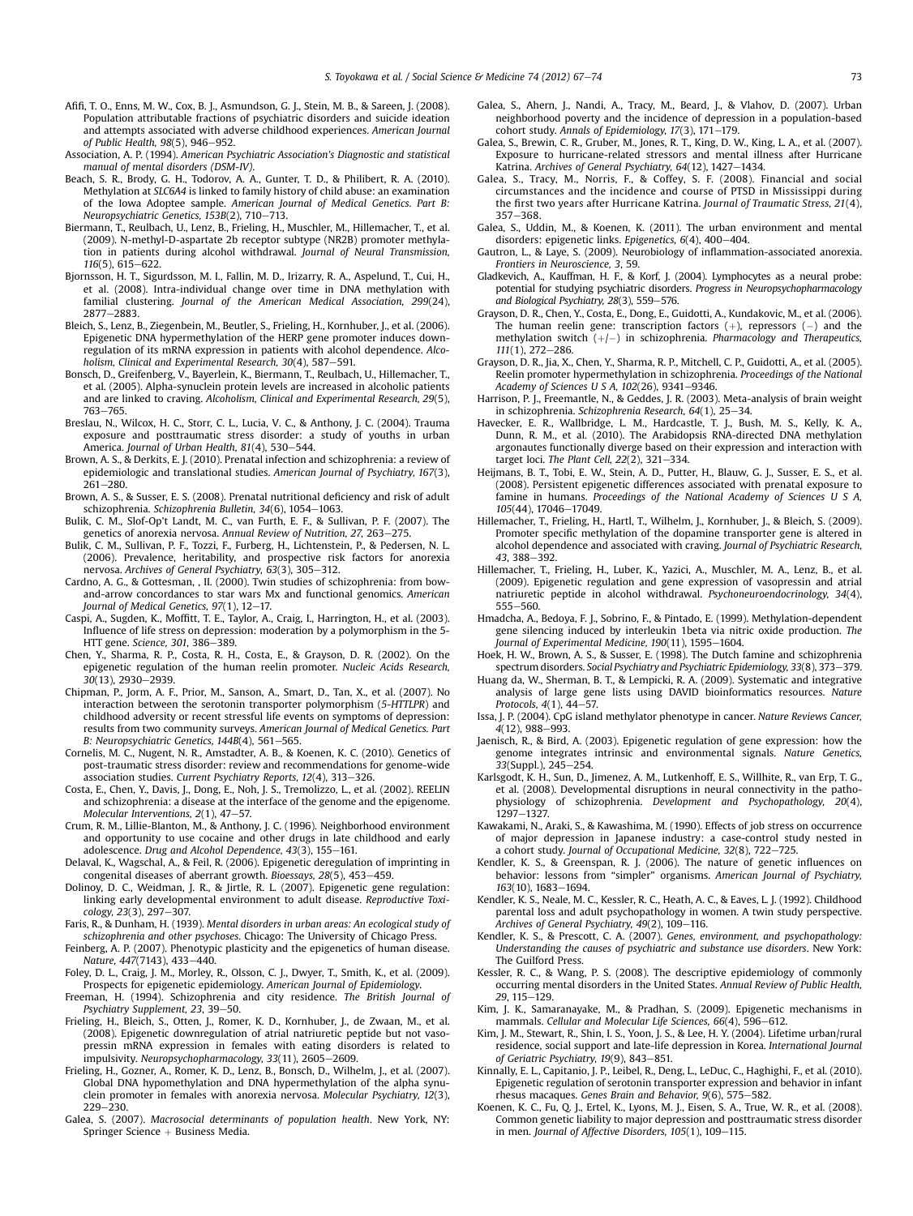Afifi, T. O., Enns, M. W., Cox, B. J., Asmundson, G. J., Stein, M. B., & Sareen, J. (2008). Population attributable fractions of psychiatric disorders and suicide ideation and attempts associated with adverse childhood experiences. *American Journal of Public Health, 98*(5), 946–952.

Association, A. P. (1994). *American Psychiatric Association's Diagnostic and statistical manual of mental disorders (DSM-IV)*.

Beach, S. R., Brody, G. H., Todorov, A. A., Gunter, T. D., & Philibert, R. A. (2010). Methylation at *SLC6A4* is linked to family history of child abuse: an examination of the Iowa Adoptee sample. *American Journal of Medical Genetics. Part B: Neuropsychiatric Genetics, 153B*(2), 710–713.

Biermann, T., Reulbach, U., Lenz, B., Frieling, H., Muschler, M., Hillemacher, T., et al. (2009). N-methyl-D-aspartate 2b receptor subtype (NR2B) promoter methylation in patients during alcohol withdrawal. *Journal of Neural Transmission, 116*(5), 615–622.

Bjornsson, H. T., Sigurdsson, M. I., Fallin, M. D., Irizarry, R. A., Aspelund, T., Cui, H., et al. (2008). Intra-individual change over time in DNA methylation with familial clustering. *Journal of the American Medical Association, 299*(24), 2877–2883.

Bleich, S., Lenz, B., Ziegenbein, M., Beutler, S., Frieling, H., Kornhuber, J., et al. (2006). Epigenetic DNA hypermethylation of the HERP gene promoter induces down-regulation of its mRNA expression in patients with alcohol dependence. *Alcoholism, Clinical and Experimental Research, 30*(4), 587–591.

Bonsch, D., Greifenberg, V., Bayerlein, K., Biermann, T., Reulbach, U., Hillemacher, T., et al. (2005). Alpha-synuclein protein levels are increased in alcoholic patients and are linked to craving. *Alcoholism, Clinical and Experimental Research, 29*(5), 763–765.

Breslau, N., Wilcox, H. C., Storr, C. L., Lucia, V. C., & Anthony, J. C. (2004). Trauma exposure and posttraumatic stress disorder: a study of youths in urban America. *Journal of Urban Health, 81*(4), 530–544.

Brown, A. S., & Derkits, E. J. (2010). Prenatal infection and schizophrenia: a review of epidemiologic and translational studies. *American Journal of Psychiatry, 167*(3), 261–280.

Brown, A. S., & Susser, E. S. (2008). Prenatal nutritional deficiency and risk of adult schizophrenia. *Schizophrenia Bulletin, 34*(6), 1054–1063.

Bulik, C. M., Slof-Op't Landt, M. C., van Furth, E. F., & Sullivan, P. F. (2007). The genetics of anorexia nervosa. *Annual Review of Nutrition, 27*, 263–275.

Bulik, C. M., Sullivan, P. F., Tozzi, F., Furberg, H., Lichtenstein, P., & Pedersen, N. L. (2006). Prevalence, heritability, and prospective risk factors for anorexia nervosa. *Archives of General Psychiatry, 63*(3), 305–312.

Cardno, A. G., & Gottesman, , II. (2000). Twin studies of schizophrenia: from bow-and-arrow concordances to star wars Mx and functional genomics. *American Journal of Medical Genetics, 97*(1), 12–17.

Caspi, A., Sugden, K., Moffitt, T. E., Taylor, A., Craig, I., Harrington, H., et al. (2003). Influence of life stress on depression: moderation by a polymorphism in the 5-HTT gene. *Science, 301*, 386–389.

Chen, Y., Sharma, R. P., Costa, R. H., Costa, E., & Grayson, D. R. (2002). On the epigenetic regulation of the human reelin promoter. *Nucleic Acids Research, 30*(13), 2930–2939.

Chipman, P., Jorm, A. F., Prior, M., Sanson, A., Smart, D., Tan, X., et al. (2007). No interaction between the serotonin transporter polymorphism (*5-HTTLPR*) and childhood adversity or recent stressful life events on symptoms of depression: results from two community surveys. *American Journal of Medical Genetics. Part B: Neuropsychiatric Genetics, 144B*(4), 561–565.

Cornelis, M. C., Nugent, N. R., Amstadter, A. B., & Koenen, K. C. (2010). Genetics of post-traumatic stress disorder: review and recommendations for genome-wide association studies. *Current Psychiatry Reports, 12*(4), 313–326.

Costa, E., Chen, Y., Davis, J., Dong, E., Noh, J. S., Tremolizzo, L., et al. (2002). REELIN and schizophrenia: a disease at the interface of the genome and the epigenome. *Molecular Interventions, 2*(1), 47–57.

Crum, R. M., Lillie-Blanton, M., & Anthony, J. C. (1996). Neighborhood environment and opportunity to use cocaine and other drugs in late childhood and early adolescence. *Drug and Alcohol Dependence, 43*(3), 155–161.

Delaval, K., Wagschal, A., & Feil, R. (2006). Epigenetic deregulation of imprinting in congenital diseases of aberrant growth. *Bioessays, 28*(5), 453–459.

Dolinoy, D. C., Weidman, J. R., & Jirtle, R. L. (2007). Epigenetic gene regulation: linking early developmental environment to adult disease. *Reproductive Toxicology, 23*(3), 297–307.

Faris, R., & Dunham, H. (1939). *Mental disorders in urban areas: An ecological study of schizophrenia and other psychoses*. Chicago: The University of Chicago Press.

Feinberg, A. P. (2007). Phenotypic plasticity and the epigenetics of human disease. *Nature, 447*(7143), 433–440.

Foley, D. L., Craig, J. M., Morley, R., Olsson, C. J., Dwyer, T., Smith, K., et al. (2009). Prospects for epigenetic epidemiology. *American Journal of Epidemiology*.

Freeman, H. (1994). Schizophrenia and city residence. *The British Journal of Psychiatry Supplement, 23*, 39–50.

Frieling, H., Bleich, S., Otten, J., Romer, K. D., Kornhuber, J., de Zwaan, M., et al. (2008). Epigenetic downregulation of atrial natriuretic peptide but not vasopressin mRNA expression in females with eating disorders is related to impulsivity. *Neuropsychopharmacology, 33*(11), 2605–2609.

Frieling, H., Gozner, A., Romer, K. D., Lenz, B., Bonsch, D., Wilhelm, J., et al. (2007). Global DNA hypomethylation and DNA hypermethylation of the alpha synuclein promoter in females with anorexia nervosa. *Molecular Psychiatry, 12*(3), 229–230.

Galea, S. (2007). *Macrosocial determinants of population health*. New York, NY: Springer Science + Business Media.

Galea, S., Ahern, J., Nandi, A., Tracy, M., Beard, J., & Vlahov, D. (2007). Urban neighborhood poverty and the incidence of depression in a population-based cohort study. *Annals of Epidemiology, 17*(3), 171–179.

Galea, S., Brewin, C. R., Gruber, M., Jones, R. T., King, D. W., King, L. A., et al. (2007). Exposure to hurricane-related stressors and mental illness after Hurricane Katrina. *Archives of General Psychiatry, 64*(12), 1427–1434.

Galea, S., Tracy, M., Norris, F., & Coffey, S. F. (2008). Financial and social circumstances and the incidence and course of PTSD in Mississippi during the first two years after Hurricane Katrina. *Journal of Traumatic Stress, 21*(4), 357–368.

Galea, S., Uddin, M., & Koenen, K. (2011). The urban environment and mental disorders: epigenetic links. *Epigenetics, 6*(4), 400–404.

Gautron, L., & Laye, S. (2009). Neurobiology of inflammation-associated anorexia. *Frontiers in Neuroscience, 3*, 59.

Gladkevich, A., Kauffman, H. F., & Korf, J. (2004). Lymphocytes as a neural probe: potential for studying psychiatric disorders. *Progress in Neuropsychopharmacology and Biological Psychiatry, 28*(3), 559–576.

Grayson, D. R., Chen, Y., Costa, E., Dong, E., Guidotti, A., Kundakovic, M., et al. (2006). The human reelin gene: transcription factors (+), repressors (−) and the methylation switch (+/−) in schizophrenia. *Pharmacology and Therapeutics, 111*(1), 272–286.

Grayson, D. R., Jia, X., Chen, Y., Sharma, R. P., Mitchell, C. P., Guidotti, A., et al. (2005). Reelin promoter hypermethylation in schizophrenia. *Proceedings of the National Academy of Sciences U S A, 102*(26), 9341–9346.

Harrison, P. J., Freemantle, N., & Geddes, J. R. (2003). Meta-analysis of brain weight in schizophrenia. *Schizophrenia Research, 64*(1), 25–34.

Havecker, E. R., Wallbridge, L. M., Hardcastle, T. J., Bush, M. S., Kelly, K. A., Dunn, R. M., et al. (2010). The Arabidopsis RNA-directed DNA methylation argonautes functionally diverge based on their expression and interaction with target loci. *The Plant Cell, 22*(2), 321–334.

Heijmans, B. T., Tobi, E. W., Stein, A. D., Putter, H., Blauw, G. J., Susser, E. S., et al. (2008). Persistent epigenetic differences associated with prenatal exposure to famine in humans. *Proceedings of the National Academy of Sciences U S A, 105*(44), 17046–17049.

Hillemacher, T., Frieling, H., Hartl, T., Wilhelm, J., Kornhuber, J., & Bleich, S. (2009). Promoter specific methylation of the dopamine transporter gene is altered in alcohol dependence and associated with craving. *Journal of Psychiatric Research, 43*, 388–392.

Hillemacher, T., Frieling, H., Luber, K., Yazici, A., Muschler, M. A., Lenz, B., et al. (2009). Epigenetic regulation and gene expression of vasopressin and atrial natriuretic peptide in alcohol withdrawal. *Psychoneuroendocrinology, 34*(4), 555–560.

Hmadcha, A., Bedoya, F. J., Sobrino, F., & Pintado, E. (1999). Methylation-dependent gene silencing induced by interleukin 1beta via nitric oxide production. *The Journal of Experimental Medicine, 190*(11), 1595–1604.

Hoek, H. W., Brown, A. S., & Susser, E. (1998). The Dutch famine and schizophrenia spectrum disorders. *Social Psychiatry and Psychiatric Epidemiology, 33*(8), 373–379.

Huang da, W., Sherman, B. T., & Lempicki, R. A. (2009). Systematic and integrative analysis of large gene lists using DAVID bioinformatics resources. *Nature Protocols, 4*(1), 44–57.

Issa, J. P. (2004). CpG island methylator phenotype in cancer. *Nature Reviews Cancer, 4*(12), 988–993.

Jaenisch, R., & Bird, A. (2003). Epigenetic regulation of gene expression: how the genome integrates intrinsic and environmental signals. *Nature Genetics, 33*(Suppl.), 245–254.

Karlsgodt, K. H., Sun, D., Jimenez, A. M., Lutkenhoff, E. S., Willhite, R., van Erp, T. G., et al. (2008). Developmental disruptions in neural connectivity in the pathophysiology of schizophrenia. *Development and Psychopathology, 20*(4), 1297–1327.

Kawakami, N., Araki, S., & Kawashima, M. (1990). Effects of job stress on occurrence of major depression in Japanese industry: a case-control study nested in a cohort study. *Journal of Occupational Medicine, 32*(8), 722–725.

Kendler, K. S., & Greenspan, R. J. (2006). The nature of genetic influences on behavior: lessons from "simpler" organisms. *American Journal of Psychiatry, 163*(10), 1683–1694.

Kendler, K. S., Neale, M. C., Kessler, R. C., Heath, A. C., & Eaves, L. J. (1992). Childhood parental loss and adult psychopathology in women. A twin study perspective. *Archives of General Psychiatry, 49*(2), 109–116.

Kendler, K. S., & Prescott, C. A. (2007). *Genes, environment, and psychopathology: Understanding the causes of psychiatric and substance use disorders*. New York: The Guilford Press.

Kessler, R. C., & Wang, P. S. (2008). The descriptive epidemiology of commonly occurring mental disorders in the United States. *Annual Review of Public Health, 29*, 115–129.

Kim, J. K., Samaranayake, M., & Pradhan, S. (2009). Epigenetic mechanisms in mammals. *Cellular and Molecular Life Sciences, 66*(4), 596–612.

Kim, J. M., Stewart, R., Shin, I. S., Yoon, J. S., & Lee, H. Y. (2004). Lifetime urban/rural residence, social support and late-life depression in Korea. *International Journal of Geriatric Psychiatry, 19*(9), 843–851.

Kinnally, E. L., Capitanio, J. P., Leibel, R., Deng, L., LeDuc, C., Haghighi, F., et al. (2010). Epigenetic regulation of serotonin transporter expression and behavior in infant rhesus macaques. *Genes Brain and Behavior, 9*(6), 575–582.

Koenen, K. C., Fu, Q. J., Ertel, K., Lyons, M. J., Eisen, S. A., True, W. R., et al. (2008). Common genetic liability to major depression and posttraumatic stress disorder in men. *Journal of Affective Disorders, 105*(1), 109–115.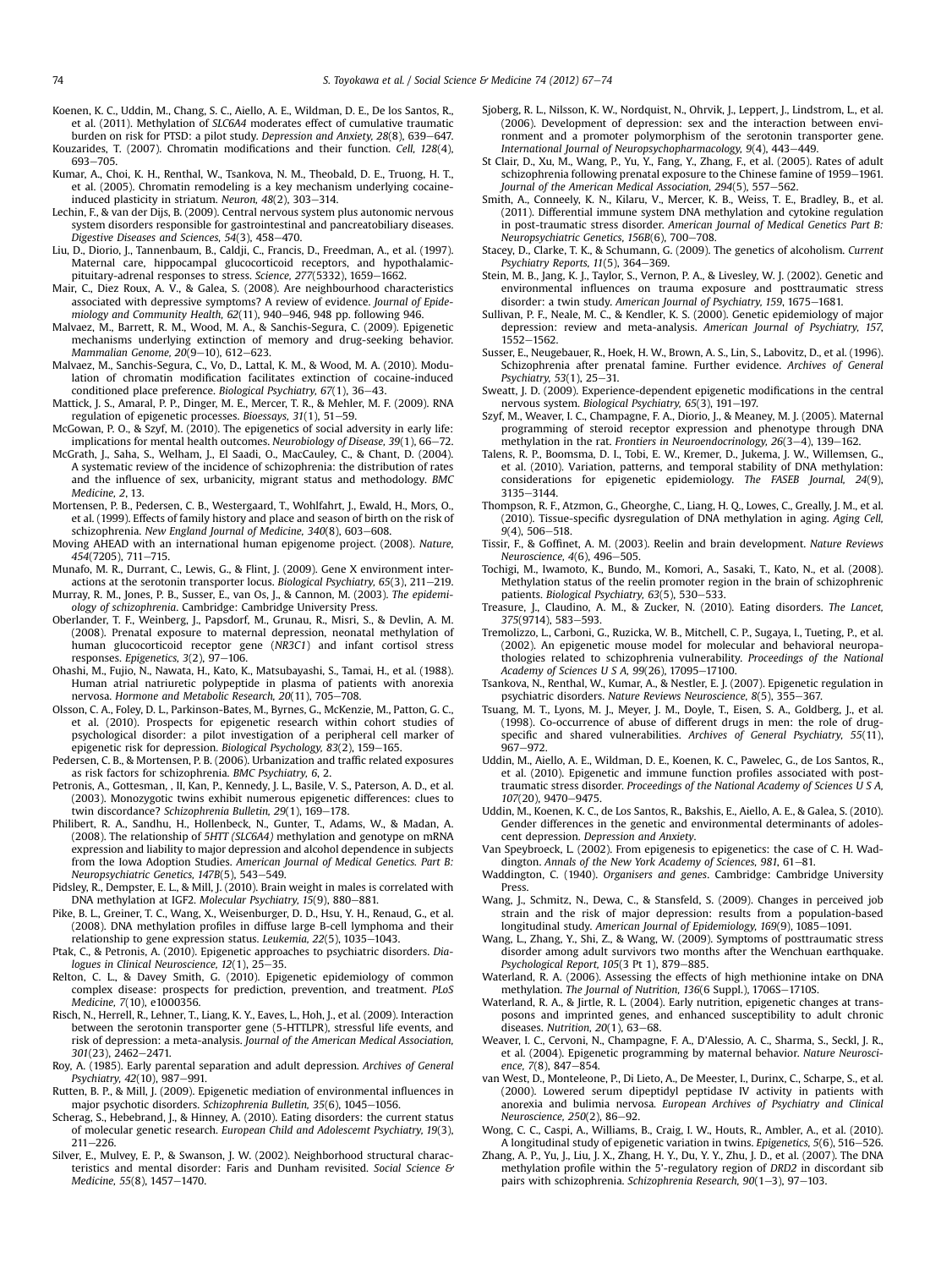Koenen, K. C., Uddin, M., Chang, S. C., Aiello, A. E., Wildman, D. E., De los Santos, R., et al. (2011). Methylation of *SLC6A4* moderates effect of cumulative traumatic burden on risk for PTSD: a pilot study. *Depression and Anxiety, 28*(8), 639–647.

Kouzarides, T. (2007). Chromatin modifications and their function. *Cell, 128*(4), 693–705.

Kumar, A., Choi, K. H., Renthal, W., Tsankova, N. M., Theobald, D. E., Truong, H. T., et al. (2005). Chromatin remodeling is a key mechanism underlying cocaine-induced plasticity in striatum. *Neuron, 48*(2), 303–314.

Lechin, F., & van der Dijs, B. (2009). Central nervous system plus autonomic nervous system disorders responsible for gastrointestinal and pancreatobiliary diseases. *Digestive Diseases and Sciences, 54*(3), 458–470.

Liu, D., Diorio, J., Tannenbaum, B., Caldji, C., Francis, D., Freedman, A., et al. (1997). Maternal care, hippocampal glucocorticoid receptors, and hypothalamic-pituitary-adrenal responses to stress. *Science, 277*(5332), 1659–1662.

Mair, C., Diez Roux, A. V., & Galea, S. (2008). Are neighbourhood characteristics associated with depressive symptoms? A review of evidence. *Journal of Epidemiology and Community Health, 62*(11), 940–946, 948 pp. following 946.

Malvaez, M., Barrett, R. M., Wood, M. A., & Sanchis-Segura, C. (2009). Epigenetic mechanisms underlying extinction of memory and drug-seeking behavior. *Mammalian Genome, 20*(9–10), 612–623.

Malvaez, M., Sanchis-Segura, C., Vo, D., Lattal, K. M., & Wood, M. A. (2010). Modulation of chromatin modification facilitates extinction of cocaine-induced conditioned place preference. *Biological Psychiatry, 67*(1), 36–43.

Mattick, J. S., Amaral, P. P., Dinger, M. E., Mercer, T. R., & Mehler, M. F. (2009). RNA regulation of epigenetic processes. *Bioessays, 31*(1), 51–59.

McGowan, P. O., & Szyf, M. (2010). The epigenetics of social adversity in early life: implications for mental health outcomes. *Neurobiology of Disease, 39*(1), 66–72.

McGrath, J., Saha, S., Welham, J., El Saadi, O., MacCauley, C., & Chant, D. (2004). A systematic review of the incidence of schizophrenia: the distribution of rates and the influence of sex, urbanicity, migrant status and methodology. *BMC Medicine, 2*, 13.

Mortensen, P. B., Pedersen, C. B., Westergaard, T., Wohlfahrt, J., Ewald, H., Mors, O., et al. (1999). Effects of family history and place and season of birth on the risk of schizophrenia. *New England Journal of Medicine, 340*(8), 603–608.

Moving AHEAD with an international human epigenome project. (2008). *Nature, 454*(7205), 711–715.

Munafo, M. R., Durrant, C., Lewis, G., & Flint, J. (2009). Gene X environment interactions at the serotonin transporter locus. *Biological Psychiatry, 65*(3), 211–219.

Murray, R. M., Jones, P. B., Susser, E., van Os, J., & Cannon, M. (2003). *The epidemiology of schizophrenia*. Cambridge: Cambridge University Press.

Oberlander, T. F., Weinberg, J., Papsdorf, M., Grunau, R., Misri, S., & Devlin, A. M. (2008). Prenatal exposure to maternal depression, neonatal methylation of human glucocorticoid receptor gene (*NR3C1*) and infant cortisol stress responses. *Epigenetics, 3*(2), 97–106.

Ohashi, M., Fujio, N., Nawata, H., Kato, K., Matsubayashi, S., Tamai, H., et al. (1988). Human atrial natriuretic polypeptide in plasma of patients with anorexia nervosa. *Hormone and Metabolic Research, 20*(11), 705–708.

Olsson, C. A., Foley, D. L., Parkinson-Bates, M., Byrnes, G., McKenzie, M., Patton, G. C., et al. (2010). Prospects for epigenetic research within cohort studies of psychological disorder: a pilot investigation of a peripheral cell marker of epigenetic risk for depression. *Biological Psychology, 83*(2), 159–165.

Pedersen, C. B., & Mortensen, P. B. (2006). Urbanization and traffic related exposures as risk factors for schizophrenia. *BMC Psychiatry, 6*, 2.

Petronis, A., Gottesman, , II, Kan, P., Kennedy, J. L., Basile, V. S., Paterson, A. D., et al. (2003). Monozygotic twins exhibit numerous epigenetic differences: clues to twin discordance? *Schizophrenia Bulletin, 29*(1), 169–178.

Philibert, R. A., Sandhu, H., Hollenbeck, N., Gunter, T., Adams, W., & Madan, A. (2008). The relationship of *5HTT (SLC6A4)* methylation and genotype on mRNA expression and liability to major depression and alcohol dependence in subjects from the Iowa Adoption Studies. *American Journal of Medical Genetics. Part B: Neuropsychiatric Genetics, 147B*(5), 543–549.

Pidsley, R., Dempster, E. L., & Mill, J. (2010). Brain weight in males is correlated with DNA methylation at IGF2. *Molecular Psychiatry, 15*(9), 880–881.

Pike, B. L., Greiner, T. C., Wang, X., Weisenburger, D. D., Hsu, Y. H., Renaud, G., et al. (2008). DNA methylation profiles in diffuse large B-cell lymphoma and their relationship to gene expression status. *Leukemia, 22*(5), 1035–1043.

Ptak, C., & Petronis, A. (2010). Epigenetic approaches to psychiatric disorders. *Dialogues in Clinical Neuroscience, 12*(1), 25–35.

Relton, C. L., & Davey Smith, G. (2010). Epigenetic epidemiology of common complex disease: prospects for prediction, prevention, and treatment. *PLoS Medicine, 7*(10), e1000356.

Risch, N., Herrell, R., Lehner, T., Liang, K. Y., Eaves, L., Hoh, J., et al. (2009). Interaction between the serotonin transporter gene (5-HTTLPR), stressful life events, and risk of depression: a meta-analysis. *Journal of the American Medical Association, 301*(23), 2462–2471.

Roy, A. (1985). Early parental separation and adult depression. *Archives of General Psychiatry, 42*(10), 987–991.

Rutten, B. P., & Mill, J. (2009). Epigenetic mediation of environmental influences in major psychotic disorders. *Schizophrenia Bulletin, 35*(6), 1045–1056.

Scherag, S., Hebebrand, J., & Hinney, A. (2010). Eating disorders: the current status of molecular genetic research. *European Child and Adolescemt Psychiatry, 19*(3), 211–226.

Silver, E., Mulvey, E. P., & Swanson, J. W. (2002). Neighborhood structural characteristics and mental disorder: Faris and Dunham revisited. *Social Science & Medicine, 55*(8), 1457–1470.

Sjoberg, R. L., Nilsson, K. W., Nordquist, N., Ohrvik, J., Leppert, J., Lindstrom, L., et al. (2006). Development of depression: sex and the interaction between environment and a promoter polymorphism of the serotonin transporter gene. *International Journal of Neuropsychopharmacology, 9*(4), 443–449.

St Clair, D., Xu, M., Wang, P., Yu, Y., Fang, Y., Zhang, F., et al. (2005). Rates of adult schizophrenia following prenatal exposure to the Chinese famine of 1959–1961. *Journal of the American Medical Association, 294*(5), 557–562.

Smith, A., Conneely, K. N., Kilaru, V., Mercer, K. B., Weiss, T. E., Bradley, B., et al. (2011). Differential immune system DNA methylation and cytokine regulation in post-traumatic stress disorder. *American Journal of Medical Genetics Part B: Neuropsychiatric Genetics, 156B*(6), 700–708.

Stacey, D., Clarke, T. K., & Schumann, G. (2009). The genetics of alcoholism. *Current Psychiatry Reports, 11*(5), 364–369.

Stein, M. B., Jang, K. J., Taylor, S., Vernon, P. A., & Livesley, W. J. (2002). Genetic and environmental influences on trauma exposure and posttraumatic stress disorder: a twin study. *American Journal of Psychiatry, 159*, 1675–1681.

Sullivan, P. F., Neale, M. C., & Kendler, K. S. (2000). Genetic epidemiology of major depression: review and meta-analysis. *American Journal of Psychiatry, 157*, 1552–1562.

Susser, E., Neugebauer, R., Hoek, H. W., Brown, A. S., Lin, S., Labovitz, D., et al. (1996). Schizophrenia after prenatal famine. Further evidence. *Archives of General Psychiatry, 53*(1), 25–31.

Sweatt, J. D. (2009). Experience-dependent epigenetic modifications in the central nervous system. *Biological Psychiatry, 65*(3), 191–197.

Szyf, M., Weaver, I. C., Champagne, F. A., Diorio, J., & Meaney, M. J. (2005). Maternal programming of steroid receptor expression and phenotype through DNA methylation in the rat. *Frontiers in Neuroendocrinology, 26*(3–4), 139–162.

Talens, R. P., Boomsma, D. I., Tobi, E. W., Kremer, D., Jukema, J. W., Willemsen, G., et al. (2010). Variation, patterns, and temporal stability of DNA methylation: considerations for epigenetic epidemiology. *The FASEB Journal, 24*(9), 3135–3144.

Thompson, R. F., Atzmon, G., Gheorghe, C., Liang, H. Q., Lowes, C., Greally, J. M., et al. (2010). Tissue-specific dysregulation of DNA methylation in aging. *Aging Cell, 9*(4), 506–518.

Tissir, F., & Goffinet, A. M. (2003). Reelin and brain development. *Nature Reviews Neuroscience, 4*(6), 496–505.

Tochigi, M., Iwamoto, K., Bundo, M., Komori, A., Sasaki, T., Kato, N., et al. (2008). Methylation status of the reelin promoter region in the brain of schizophrenic patients. *Biological Psychiatry, 63*(5), 530–533.

Treasure, J., Claudino, A. M., & Zucker, N. (2010). Eating disorders. *The Lancet, 375*(9714), 583–593.

Tremolizzo, L., Carboni, G., Ruzicka, W. B., Mitchell, C. P., Sugaya, I., Tueting, P., et al. (2002). An epigenetic mouse model for molecular and behavioral neuropathologies related to schizophrenia vulnerability. *Proceedings of the National Academy of Sciences U S A, 99*(26), 17095–17100.

Tsankova, N., Renthal, W., Kumar, A., & Nestler, E. J. (2007). Epigenetic regulation in psychiatric disorders. *Nature Reviews Neuroscience, 8*(5), 355–367.

Tsuang, M. T., Lyons, M. J., Meyer, J. M., Doyle, T., Eisen, S. A., Goldberg, J., et al. (1998). Co-occurrence of abuse of different drugs in men: the role of drug-specific and shared vulnerabilities. *Archives of General Psychiatry, 55*(11), 967–972.

Uddin, M., Aiello, A. E., Wildman, D. E., Koenen, K. C., Pawelec, G., de Los Santos, R., et al. (2010). Epigenetic and immune function profiles associated with post-traumatic stress disorder. *Proceedings of the National Academy of Sciences U S A, 107*(20), 9470–9475.

Uddin, M., Koenen, K. C., de Los Santos, R., Bakshis, E., Aiello, A. E., & Galea, S. (2010). Gender differences in the genetic and environmental determinants of adolescent depression. *Depression and Anxiety*.

Van Speybroeck, L. (2002). From epigenesis to epigenetics: the case of C. H. Waddington. *Annals of the New York Academy of Sciences, 981*, 61–81.

Waddington, C. (1940). *Organisers and genes*. Cambridge: Cambridge University Press.

Wang, J., Schmitz, N., Dewa, C., & Stansfeld, S. (2009). Changes in perceived job strain and the risk of major depression: results from a population-based longitudinal study. *American Journal of Epidemiology, 169*(9), 1085–1091.

Wang, L., Zhang, Y., Shi, Z., & Wang, W. (2009). Symptoms of posttraumatic stress disorder among adult survivors two months after the Wenchuan earthquake. *Psychological Report, 105*(3 Pt 1), 879–885.

Waterland, R. A. (2006). Assessing the effects of high methionine intake on DNA methylation. *The Journal of Nutrition, 136*(6 Suppl.), 1706S–1710S.

Waterland, R. A., & Jirtle, R. L. (2004). Early nutrition, epigenetic changes at transposons and imprinted genes, and enhanced susceptibility to adult chronic diseases. *Nutrition, 20*(1), 63–68.

Weaver, I. C., Cervoni, N., Champagne, F. A., D'Alessio, A. C., Sharma, S., Seckl, J. R., et al. (2004). Epigenetic programming by maternal behavior. *Nature Neuroscience, 7*(8), 847–854.

van West, D., Monteleone, P., Di Lieto, A., De Meester, I., Durinx, C., Scharpe, S., et al. (2000). Lowered serum dipeptidyl peptidase IV activity in patients with anorexia and bulimia nervosa. *European Archives of Psychiatry and Clinical Neuroscience, 250*(2), 86–92.

Wong, C. C., Caspi, A., Williams, B., Craig, I. W., Houts, R., Ambler, A., et al. (2010). A longitudinal study of epigenetic variation in twins. *Epigenetics, 5*(6), 516–526.

Zhang, A. P., Yu, J., Liu, J. X., Zhang, H. Y., Du, Y. Y., Zhu, J. D., et al. (2007). The DNA methylation profile within the 5′-regulatory region of *DRD2* in discordant sib pairs with schizophrenia. *Schizophrenia Research, 90*(1–3), 97–103.